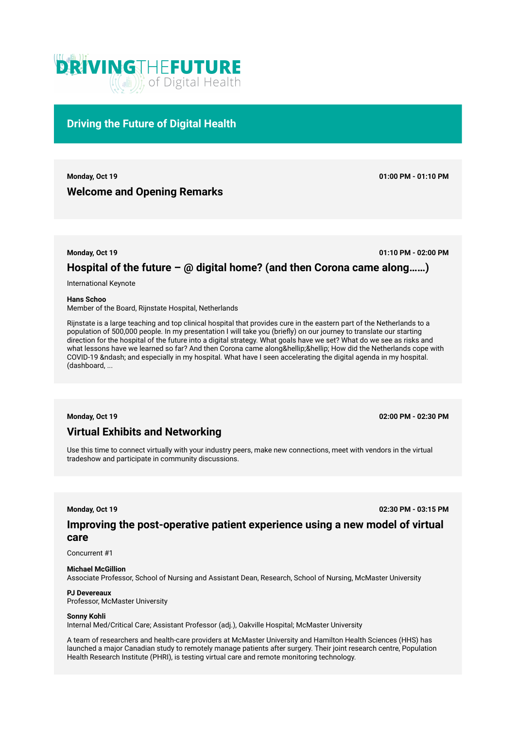# Driving the Future of Digital Health

**Monday, Oct 19** **01:00 PM - 01:10 PM**

## Welcome and Opening Remarks

**Monday, Oct 19** **01:10 PM - 02:00 PM**

## Hospital of the future – @ digital home? (and then Corona came along……)

International Keynote

**Hans Schoo**
Member of the Board, Rijnstate Hospital, Netherlands

Rijnstate is a large teaching and top clinical hospital that provides cure in the eastern part of the Netherlands to a population of 500,000 people. In my presentation I will take you (briefly) on our journey to translate our starting direction for the hospital of the future into a digital strategy. What goals have we set? What do we see as risks and what lessons have we learned so far? And then Corona came along&hellip;&hellip; How did the Netherlands cope with COVID-19 &ndash; and especially in my hospital. What have I seen accelerating the digital agenda in my hospital. (dashboard, ...

**Monday, Oct 19** **02:00 PM - 02:30 PM**

## Virtual Exhibits and Networking

Use this time to connect virtually with your industry peers, make new connections, meet with vendors in the virtual tradeshow and participate in community discussions.

**Monday, Oct 19** **02:30 PM - 03:15 PM**

## Improving the post-operative patient experience using a new model of virtual care

Concurrent #1

**Michael McGillion**
Associate Professor, School of Nursing and Assistant Dean, Research, School of Nursing, McMaster University

**PJ Devereaux**
Professor, McMaster University

**Sonny Kohli**
Internal Med/Critical Care; Assistant Professor (adj.), Oakville Hospital; McMaster University

A team of researchers and health-care providers at McMaster University and Hamilton Health Sciences (HHS) has launched a major Canadian study to remotely manage patients after surgery. Their joint research centre, Population Health Research Institute (PHRI), is testing virtual care and remote monitoring technology.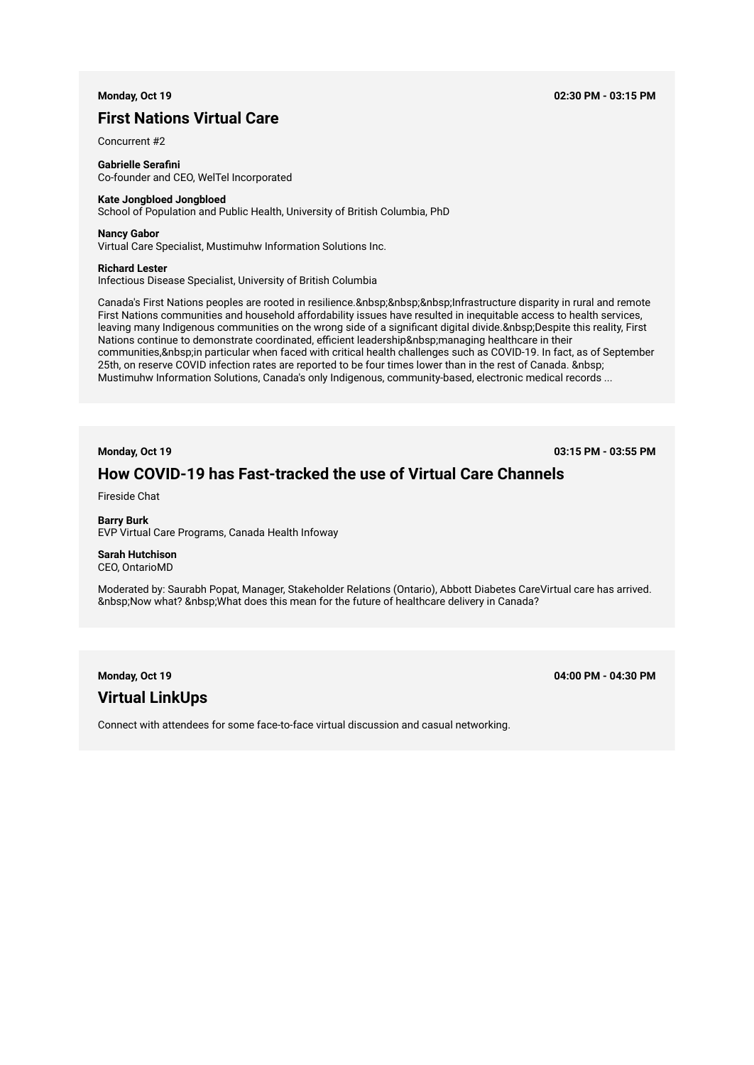**Monday, Oct 19** **02:30 PM - 03:15 PM**

## First Nations Virtual Care

Concurrent #2

**Gabrielle Serafini**
Co-founder and CEO, WelTel Incorporated

**Kate Jongbloed Jongbloed**
School of Population and Public Health, University of British Columbia, PhD

**Nancy Gabor**
Virtual Care Specialist, Mustimuhw Information Solutions Inc.

**Richard Lester**
Infectious Disease Specialist, University of British Columbia

Canada's First Nations peoples are rooted in resilience.&nbsp;&nbsp;&nbsp;Infrastructure disparity in rural and remote First Nations communities and household affordability issues have resulted in inequitable access to health services, leaving many Indigenous communities on the wrong side of a significant digital divide.&nbsp;Despite this reality, First Nations continue to demonstrate coordinated, efficient leadership&nbsp;managing healthcare in their communities,&nbsp;in particular when faced with critical health challenges such as COVID-19. In fact, as of September 25th, on reserve COVID infection rates are reported to be four times lower than in the rest of Canada. &nbsp; Mustimuhw Information Solutions, Canada's only Indigenous, community-based, electronic medical records ...

**Monday, Oct 19** **03:15 PM - 03:55 PM**

## How COVID-19 has Fast-tracked the use of Virtual Care Channels

Fireside Chat

**Barry Burk**
EVP Virtual Care Programs, Canada Health Infoway

**Sarah Hutchison**
CEO, OntarioMD

Moderated by: Saurabh Popat, Manager, Stakeholder Relations (Ontario), Abbott Diabetes CareVirtual care has arrived. &nbsp;Now what? &nbsp;What does this mean for the future of healthcare delivery in Canada?

**Monday, Oct 19** **04:00 PM - 04:30 PM**

## Virtual LinkUps

Connect with attendees for some face-to-face virtual discussion and casual networking.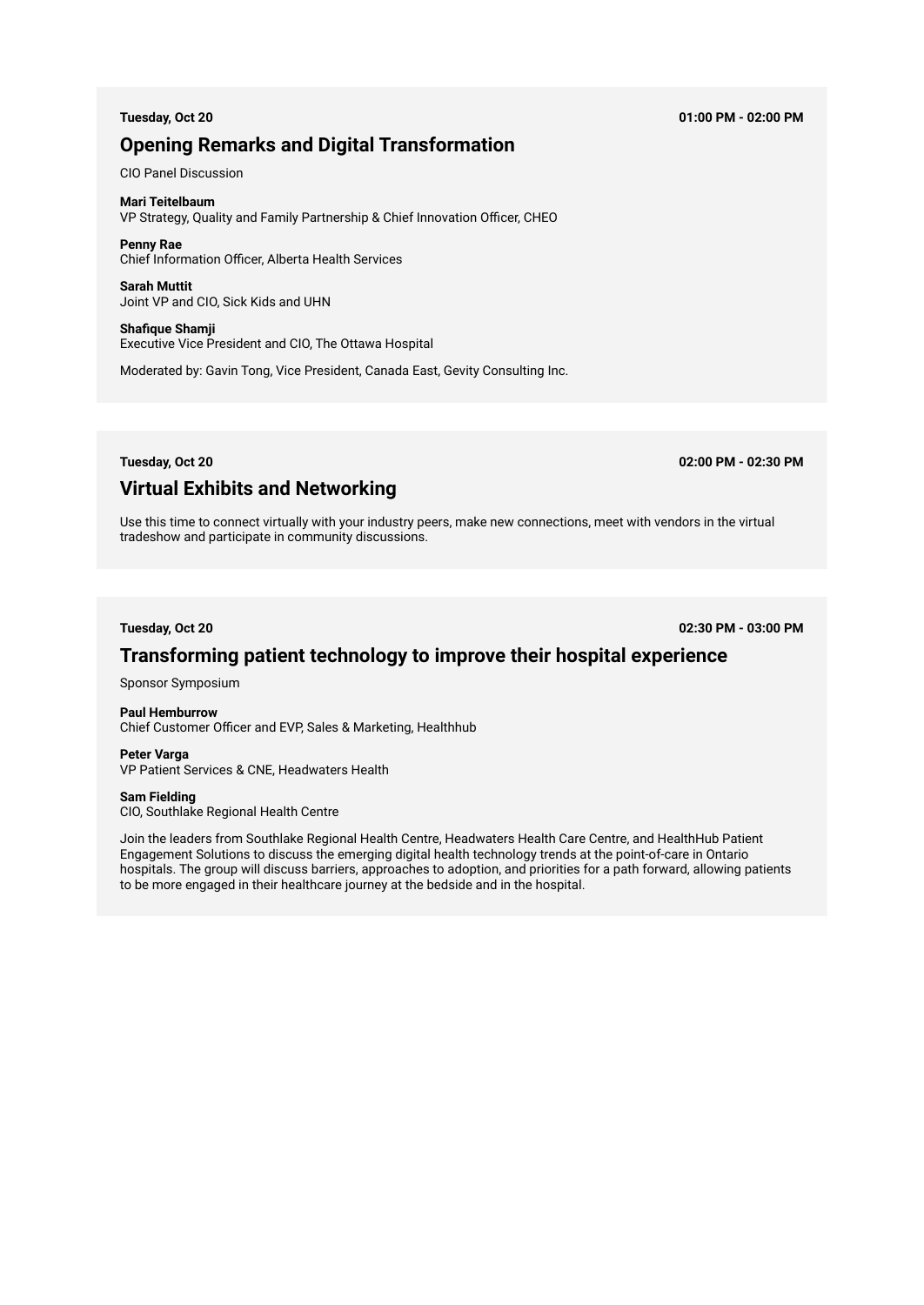**Tuesday, Oct 20** **01:00 PM - 02:00 PM**

## Opening Remarks and Digital Transformation

CIO Panel Discussion

**Mari Teitelbaum**
VP Strategy, Quality and Family Partnership & Chief Innovation Officer, CHEO

**Penny Rae**
Chief Information Officer, Alberta Health Services

**Sarah Muttit**
Joint VP and CIO, Sick Kids and UHN

**Shafique Shamji**
Executive Vice President and CIO, The Ottawa Hospital

Moderated by: Gavin Tong, Vice President, Canada East, Gevity Consulting Inc.

**Tuesday, Oct 20** **02:00 PM - 02:30 PM**

## Virtual Exhibits and Networking

Use this time to connect virtually with your industry peers, make new connections, meet with vendors in the virtual tradeshow and participate in community discussions.

**Tuesday, Oct 20** **02:30 PM - 03:00 PM**

## Transforming patient technology to improve their hospital experience

Sponsor Symposium

**Paul Hemburrow**
Chief Customer Officer and EVP, Sales & Marketing, Healthhub

**Peter Varga**
VP Patient Services & CNE, Headwaters Health

**Sam Fielding**
CIO, Southlake Regional Health Centre

Join the leaders from Southlake Regional Health Centre, Headwaters Health Care Centre, and HealthHub Patient Engagement Solutions to discuss the emerging digital health technology trends at the point-of-care in Ontario hospitals. The group will discuss barriers, approaches to adoption, and priorities for a path forward, allowing patients to be more engaged in their healthcare journey at the bedside and in the hospital.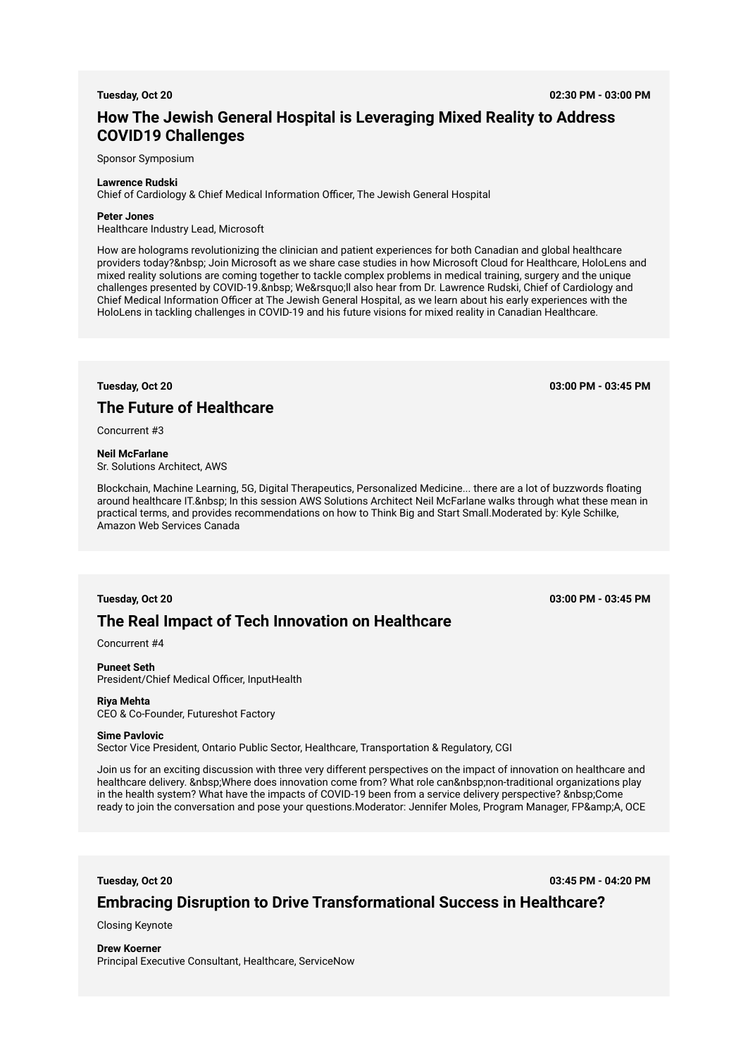**Tuesday, Oct 20** 02:30 PM - 03:00 PM

## How The Jewish General Hospital is Leveraging Mixed Reality to Address COVID19 Challenges

Sponsor Symposium

**Lawrence Rudski**
Chief of Cardiology & Chief Medical Information Officer, The Jewish General Hospital

**Peter Jones**
Healthcare Industry Lead, Microsoft

How are holograms revolutionizing the clinician and patient experiences for both Canadian and global healthcare providers today?&nbsp; Join Microsoft as we share case studies in how Microsoft Cloud for Healthcare, HoloLens and mixed reality solutions are coming together to tackle complex problems in medical training, surgery and the unique challenges presented by COVID-19.&nbsp; We&rsquo;ll also hear from Dr. Lawrence Rudski, Chief of Cardiology and Chief Medical Information Officer at The Jewish General Hospital, as we learn about his early experiences with the HoloLens in tackling challenges in COVID-19 and his future visions for mixed reality in Canadian Healthcare.

---

**Tuesday, Oct 20** 03:00 PM - 03:45 PM

## The Future of Healthcare

Concurrent #3

**Neil McFarlane**
Sr. Solutions Architect, AWS

Blockchain, Machine Learning, 5G, Digital Therapeutics, Personalized Medicine... there are a lot of buzzwords floating around healthcare IT.&nbsp; In this session AWS Solutions Architect Neil McFarlane walks through what these mean in practical terms, and provides recommendations on how to Think Big and Start Small.Moderated by: Kyle Schilke, Amazon Web Services Canada

---

**Tuesday, Oct 20** 03:00 PM - 03:45 PM

## The Real Impact of Tech Innovation on Healthcare

Concurrent #4

**Puneet Seth**
President/Chief Medical Officer, InputHealth

**Riya Mehta**
CEO & Co-Founder, Futureshot Factory

**Sime Pavlovic**
Sector Vice President, Ontario Public Sector, Healthcare, Transportation & Regulatory, CGI

Join us for an exciting discussion with three very different perspectives on the impact of innovation on healthcare and healthcare delivery. &nbsp;Where does innovation come from? What role can&nbsp;non-traditional organizations play in the health system? What have the impacts of COVID-19 been from a service delivery perspective? &nbsp;Come ready to join the conversation and pose your questions.Moderator: Jennifer Moles, Program Manager, FP&amp;A, OCE

---

**Tuesday, Oct 20** 03:45 PM - 04:20 PM

## Embracing Disruption to Drive Transformational Success in Healthcare?

Closing Keynote

**Drew Koerner**
Principal Executive Consultant, Healthcare, ServiceNow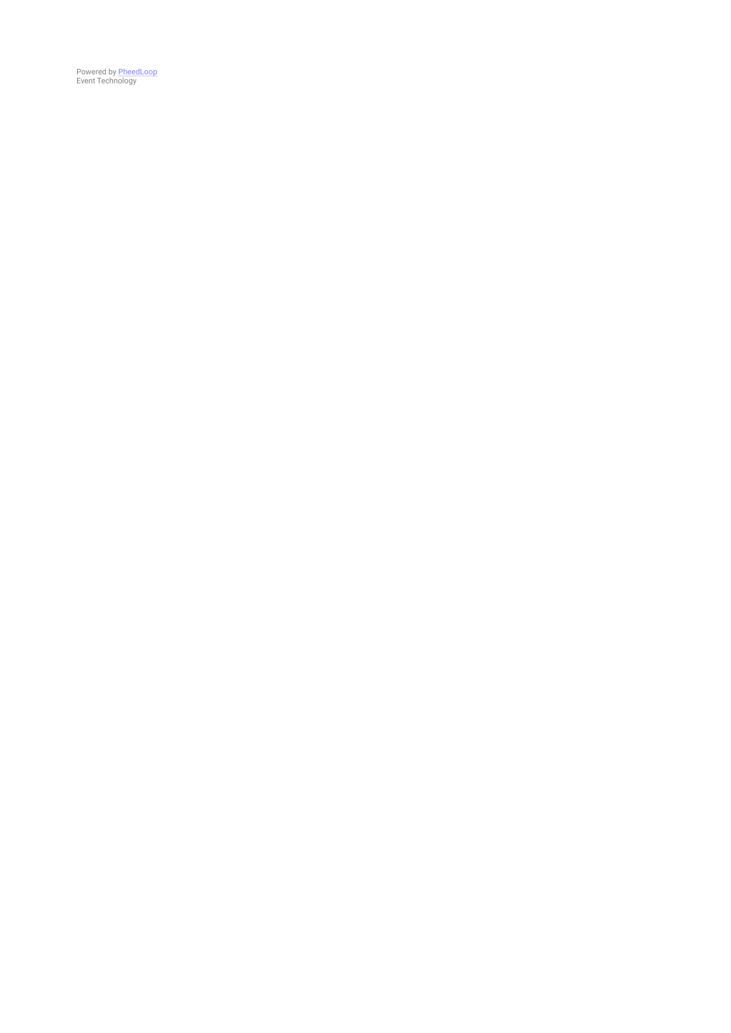Powered by [PheedLoop](PheedLoop)
Event Technology